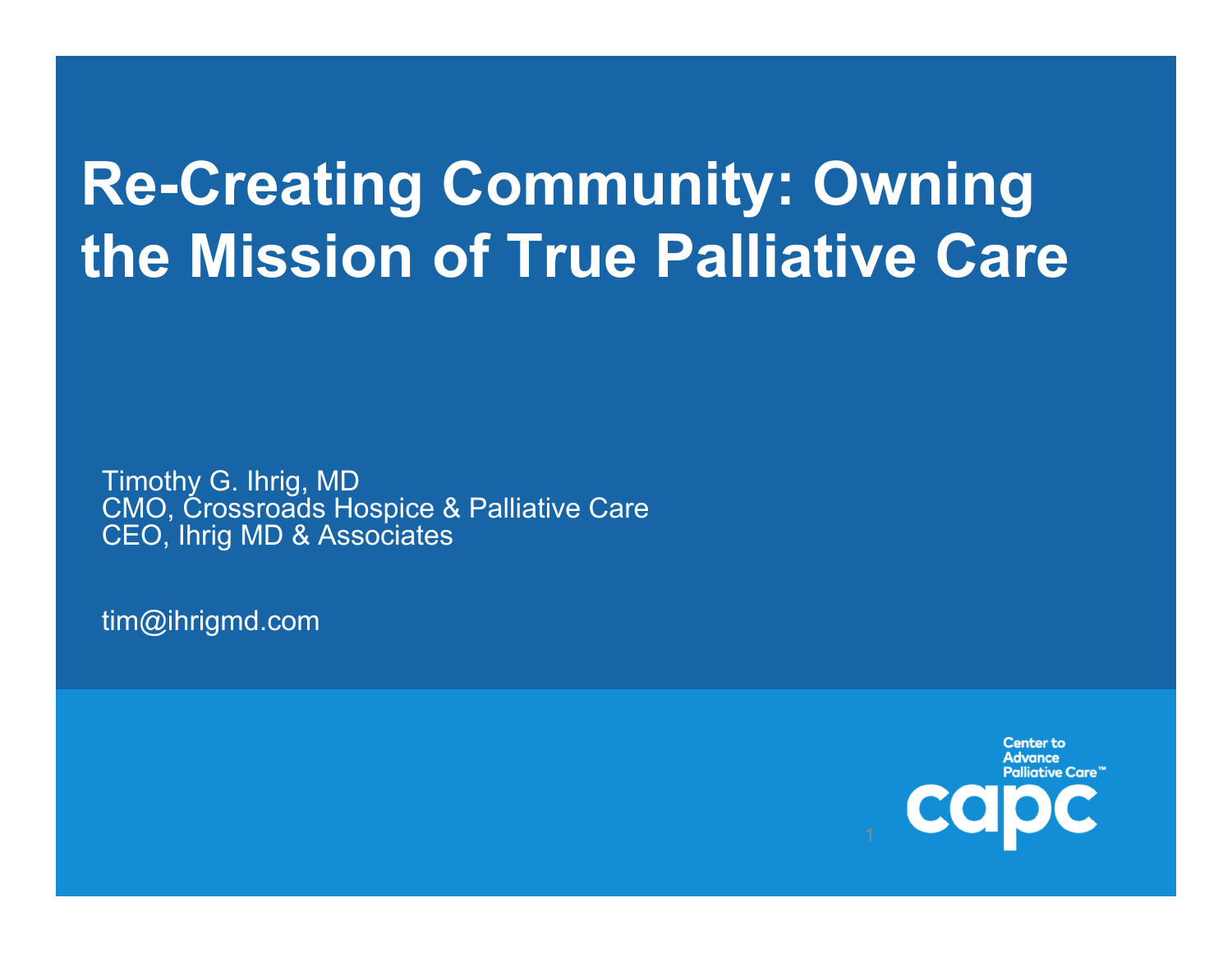# Re-Creating Community: Owning the Mission of True Palliative Care

Timothy G. Ihrig, MD
CMO, Crossroads Hospice & Palliative Care
CEO, Ihrig MD & Associates

tim@ihrigmd.com

Center to Advance Palliative Care™
capc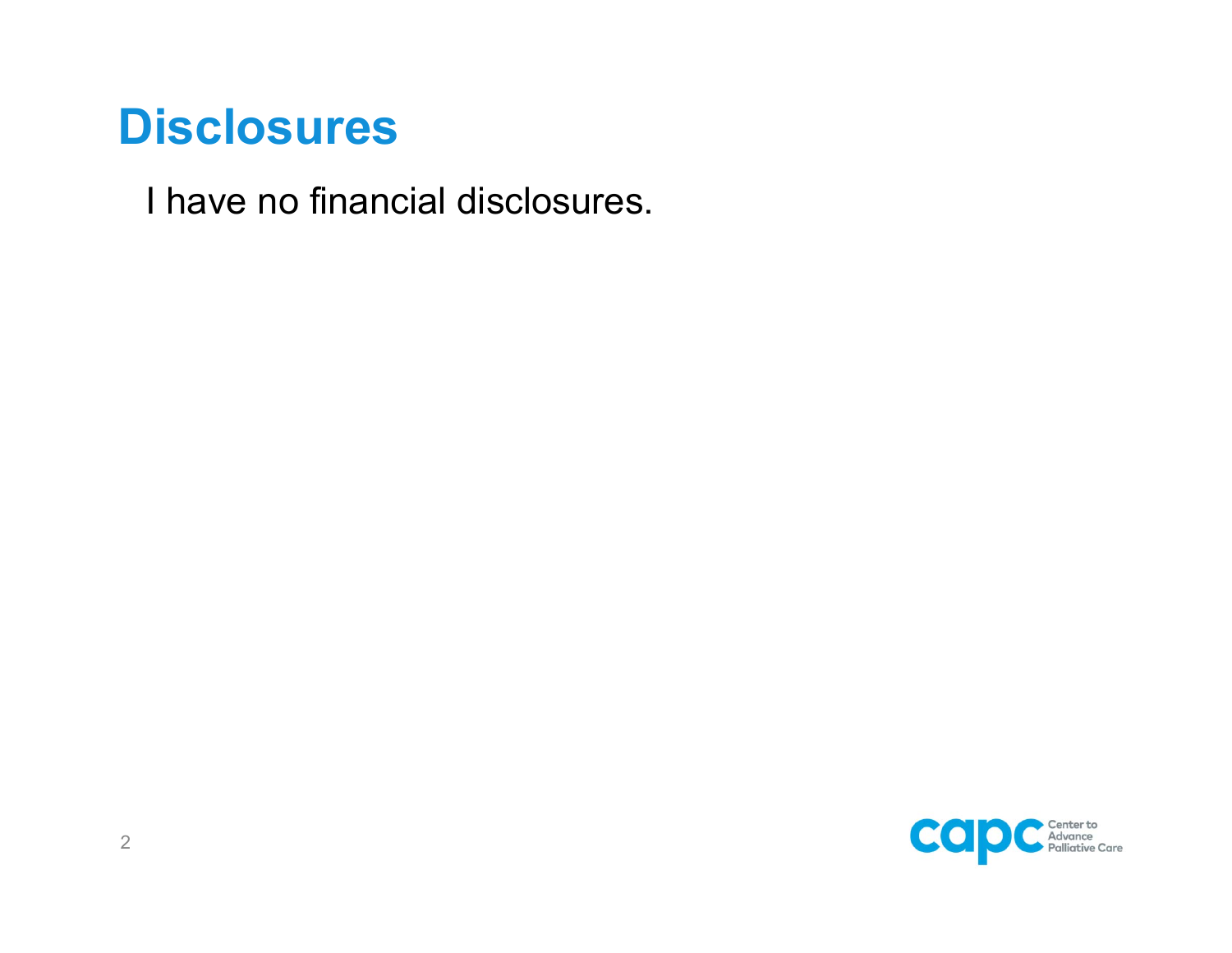# Disclosures

I have no financial disclosures.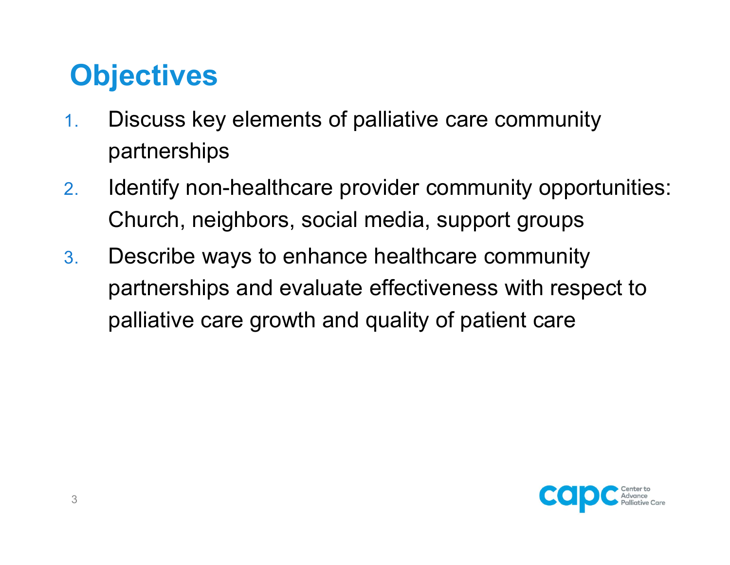# Objectives

1. Discuss key elements of palliative care community partnerships
2. Identify non-healthcare provider community opportunities: Church, neighbors, social media, support groups
3. Describe ways to enhance healthcare community partnerships and evaluate effectiveness with respect to palliative care growth and quality of patient care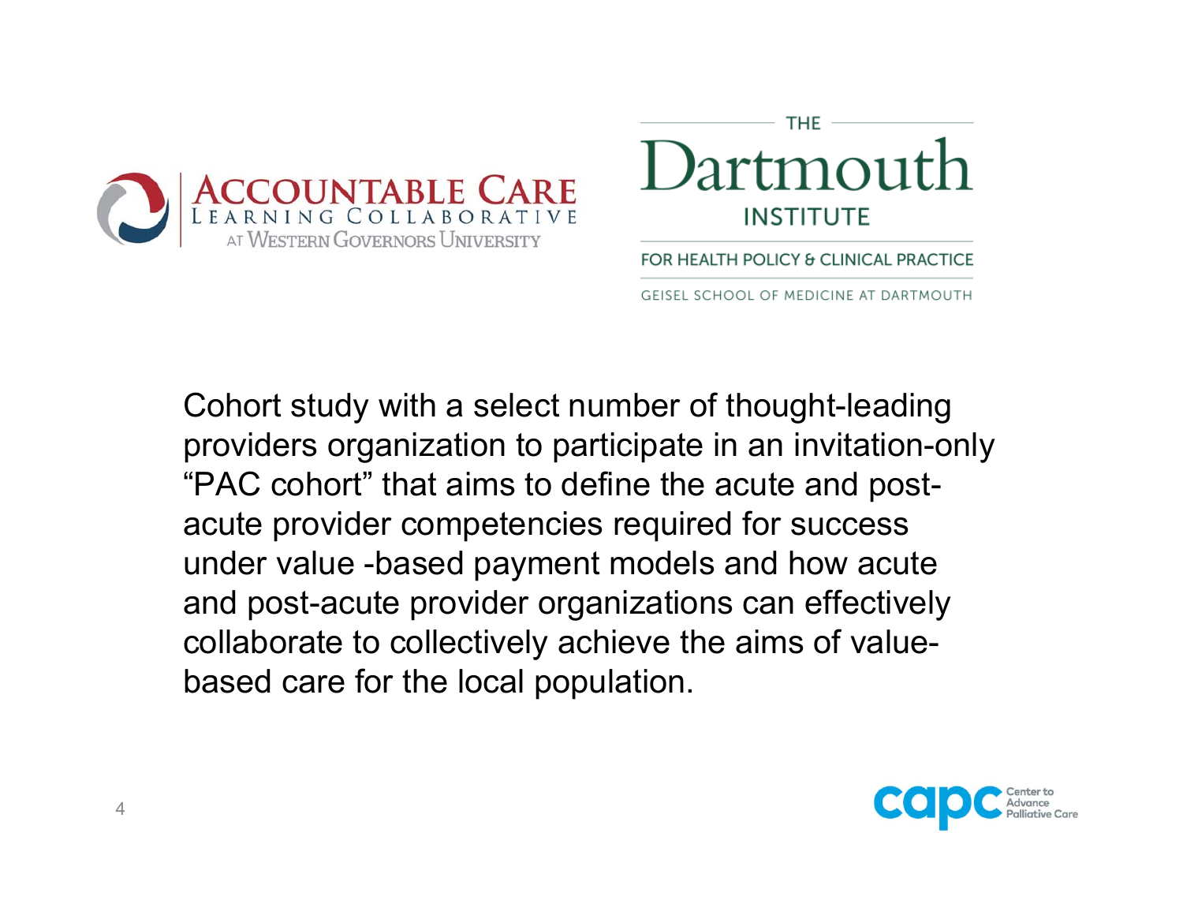ACCOUNTABLE CARE LEARNING COLLABORATIVE AT WESTERN GOVERNORS UNIVERSITY

THE Dartmouth INSTITUTE FOR HEALTH POLICY & CLINICAL PRACTICE

GEISEL SCHOOL OF MEDICINE AT DARTMOUTH

Cohort study with a select number of thought-leading providers organization to participate in an invitation-only “PAC cohort” that aims to define the acute and post-acute provider competencies required for success under value -based payment models and how acute and post-acute provider organizations can effectively collaborate to collectively achieve the aims of value-based care for the local population.

capc Center to Advance Palliative Care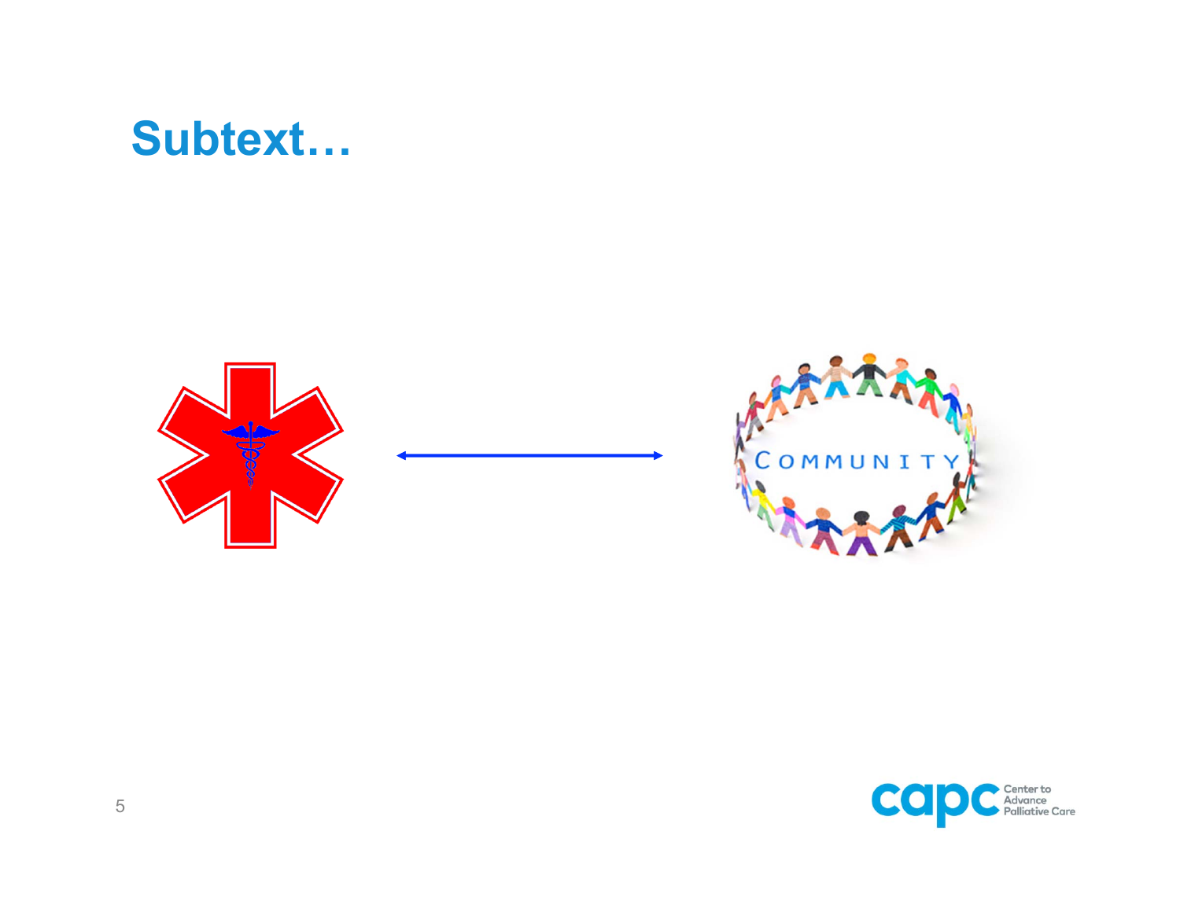# Subtext…

COMMUNITY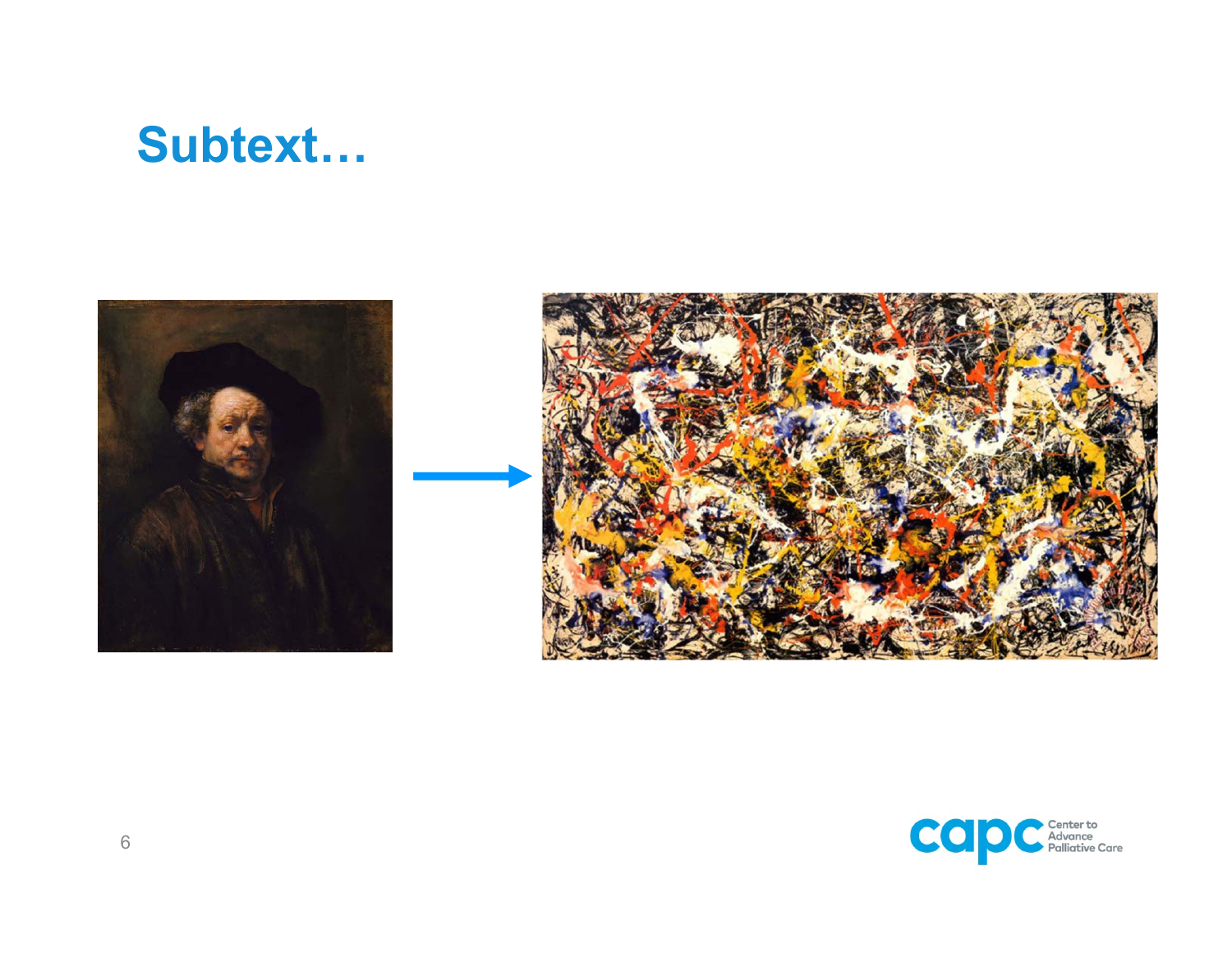# Subtext…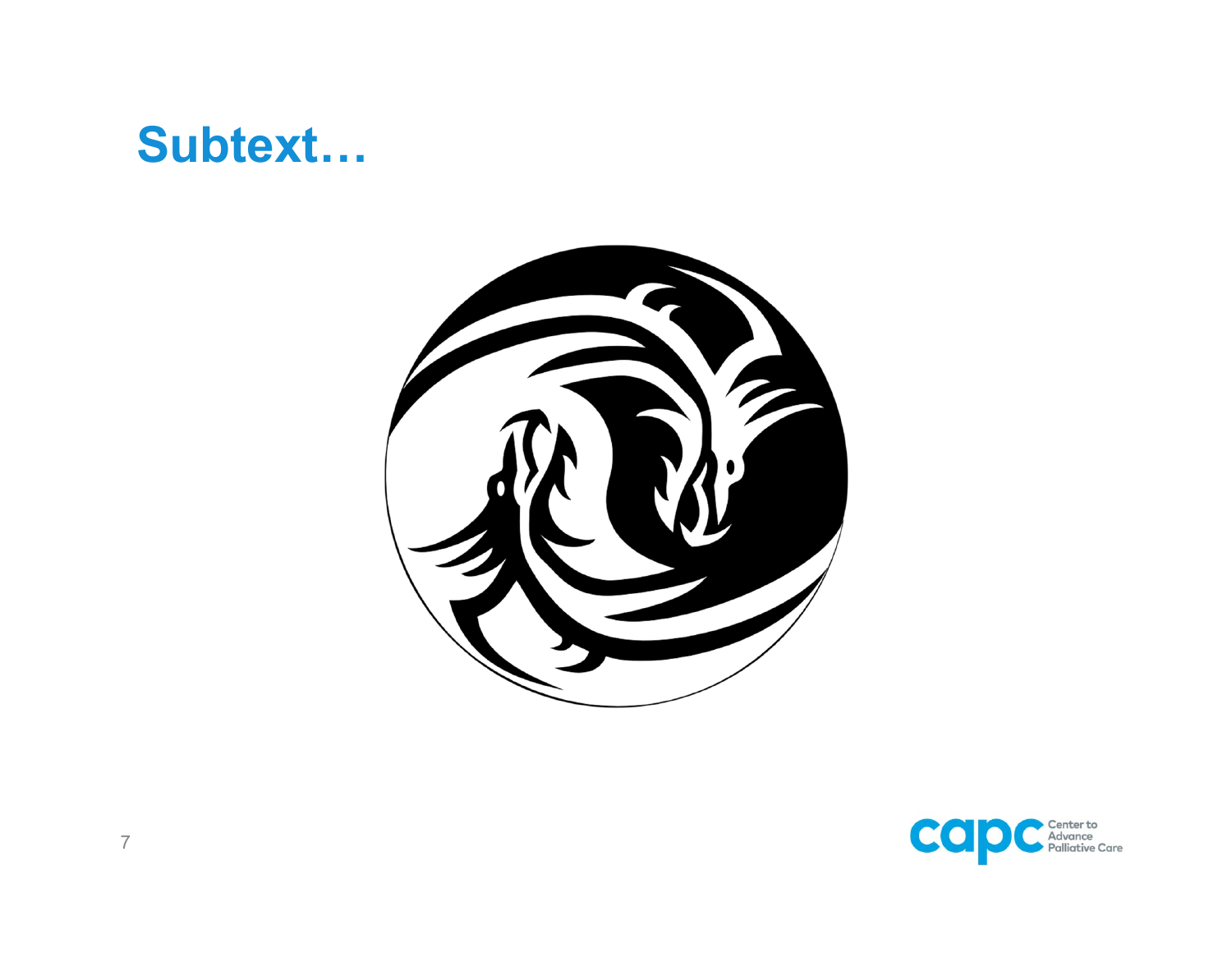# Subtext…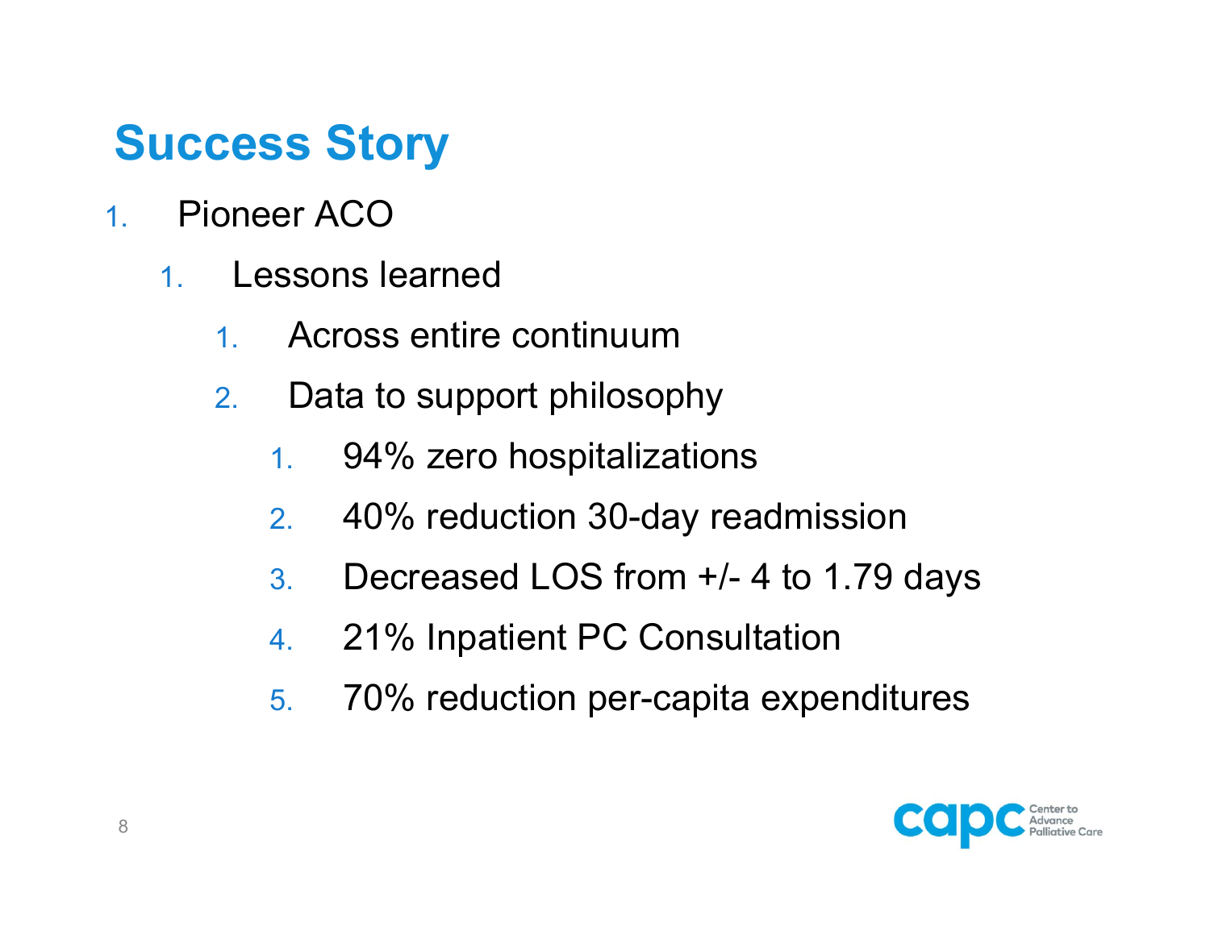# Success Story

1. Pioneer ACO
    1. Lessons learned
        1. Across entire continuum
        2. Data to support philosophy
            1. 94% zero hospitalizations
            2. 40% reduction 30-day readmission
            3. Decreased LOS from +/- 4 to 1.79 days
            4. 21% Inpatient PC Consultation
            5. 70% reduction per-capita expenditures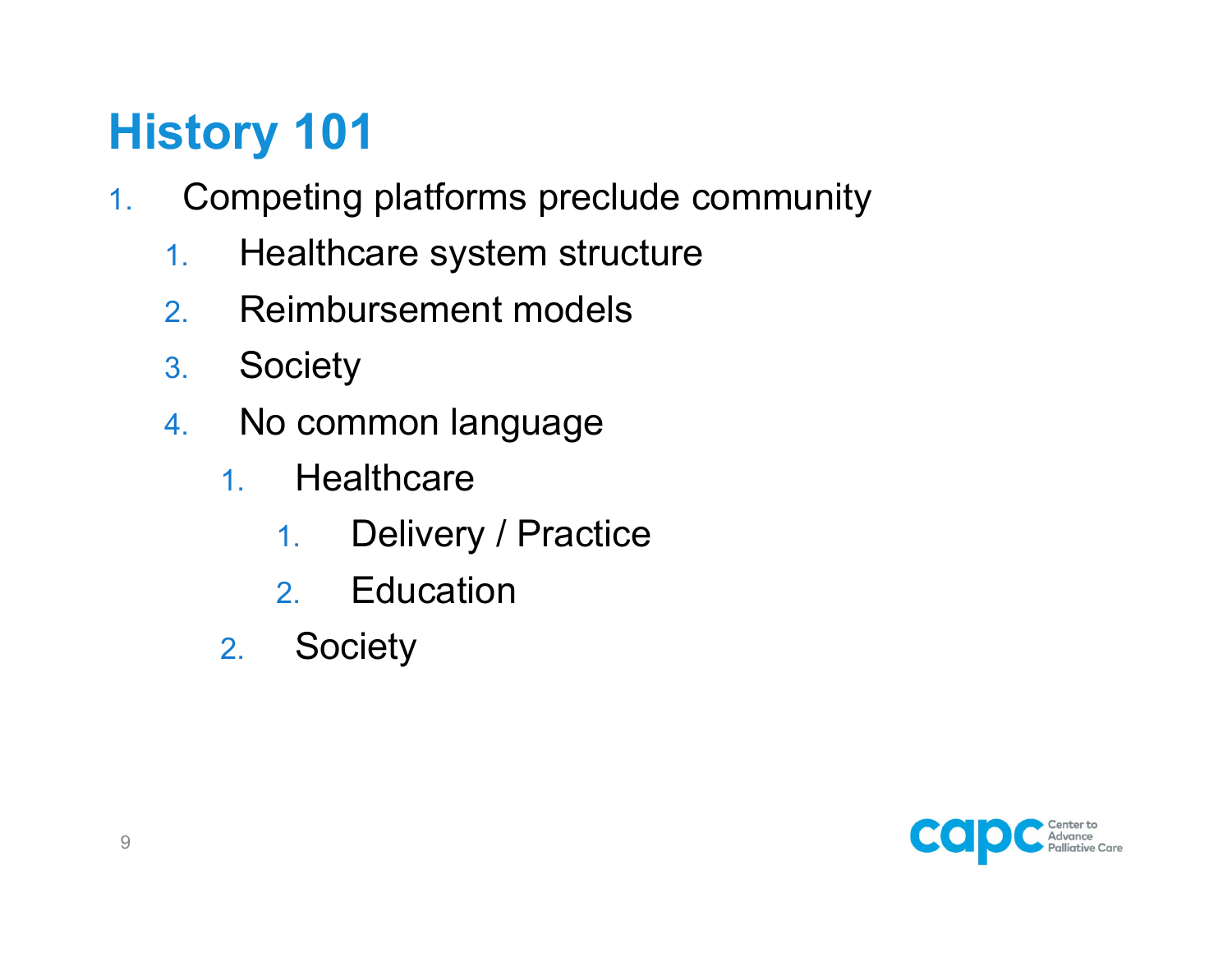# History 101

1. Competing platforms preclude community
    1. Healthcare system structure
    2. Reimbursement models
    3. Society
    4. No common language
        1. Healthcare
            1. Delivery / Practice
            2. Education
        2. Society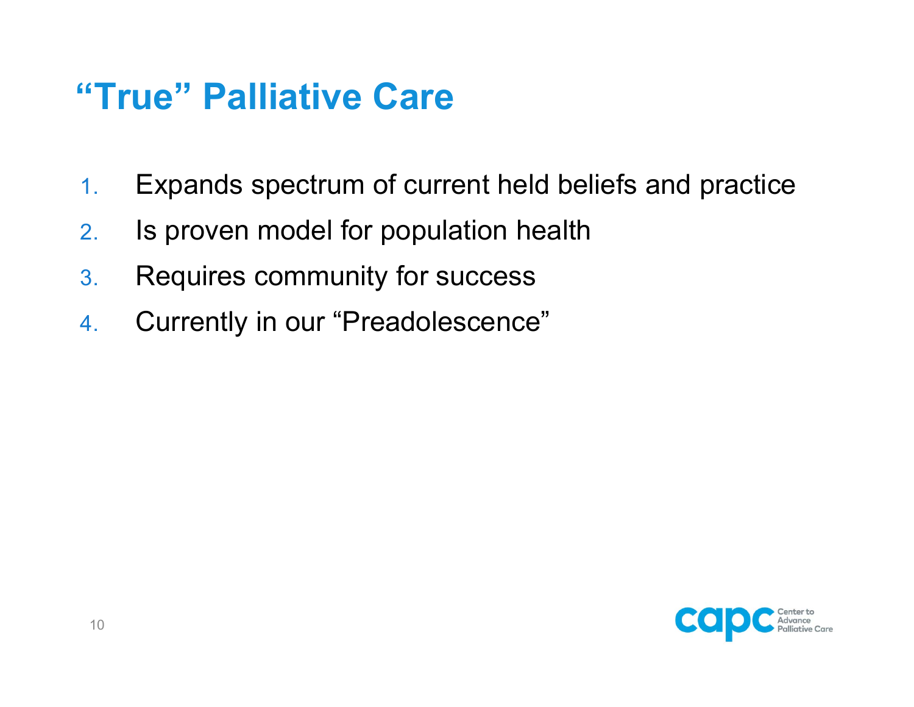# “True” Palliative Care

1. Expands spectrum of current held beliefs and practice
2. Is proven model for population health
3. Requires community for success
4. Currently in our “Preadolescence”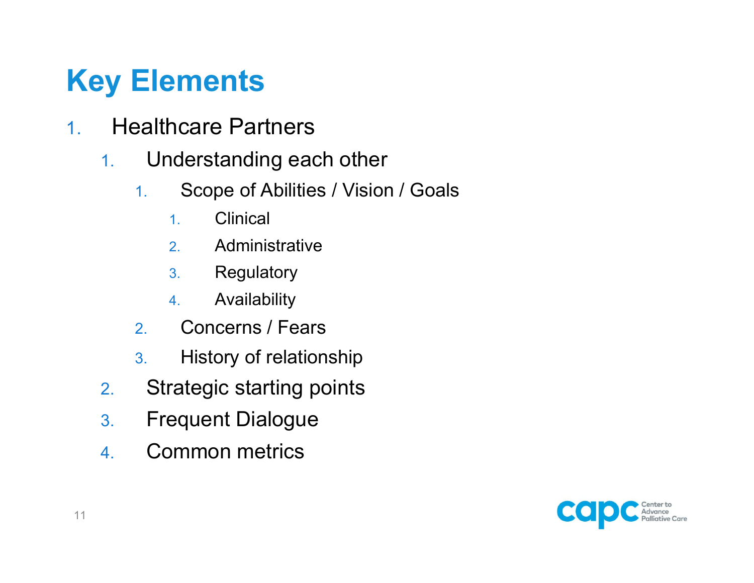# Key Elements

1. Healthcare Partners
    1. Understanding each other
        1. Scope of Abilities / Vision / Goals
            1. Clinical
            2. Administrative
            3. Regulatory
            4. Availability
        2. Concerns / Fears
        3. History of relationship
    2. Strategic starting points
    3. Frequent Dialogue
    4. Common metrics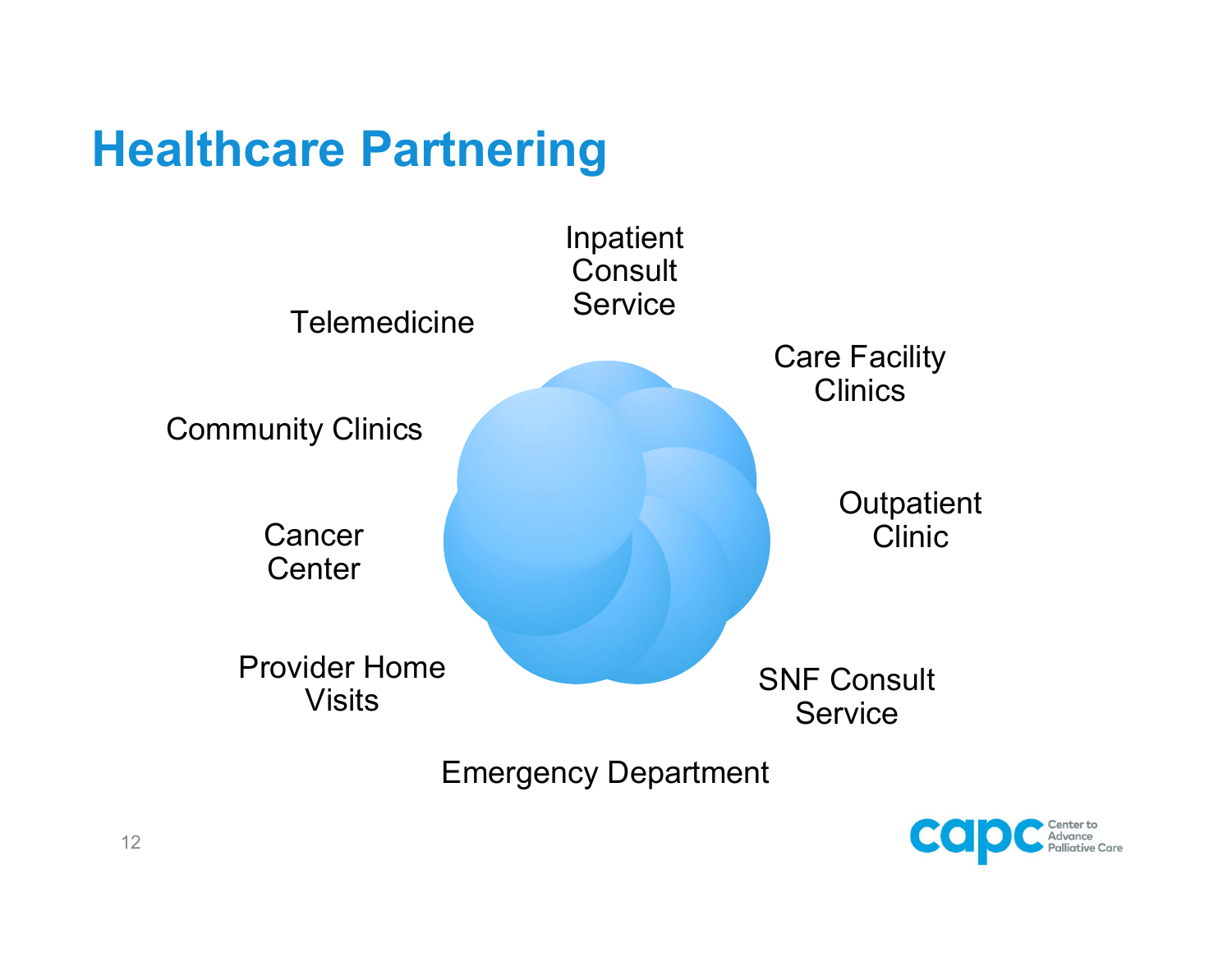# Healthcare Partnering

Inpatient Consult Service

Care Facility Clinics

Outpatient Clinic

SNF Consult Service

Emergency Department

Provider Home Visits

Cancer Center

Community Clinics

Telemedicine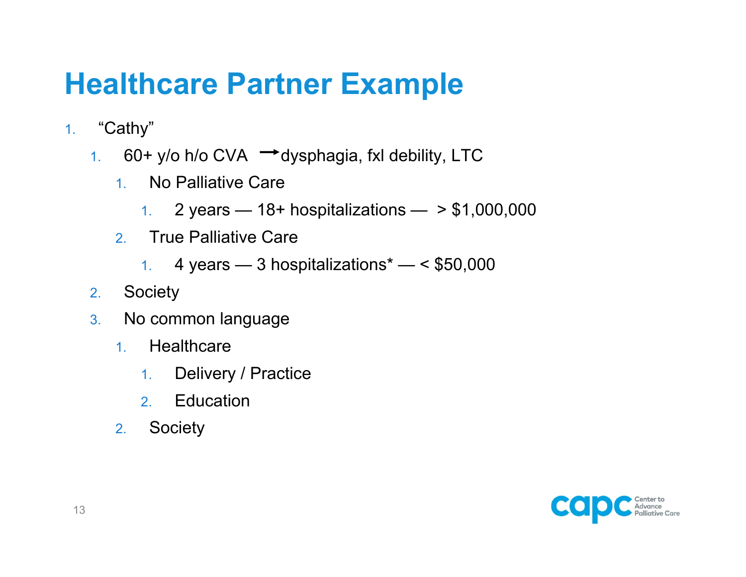# Healthcare Partner Example

1. "Cathy"
   1. 60+ y/o h/o CVA → dysphagia, fxl debility, LTC
      1. No Palliative Care
         1. 2 years — 18+ hospitalizations — > $1,000,000
      2. True Palliative Care
         1. 4 years — 3 hospitalizations* — < $50,000
   2. Society
   3. No common language
      1. Healthcare
         1. Delivery / Practice
         2. Education
      2. Society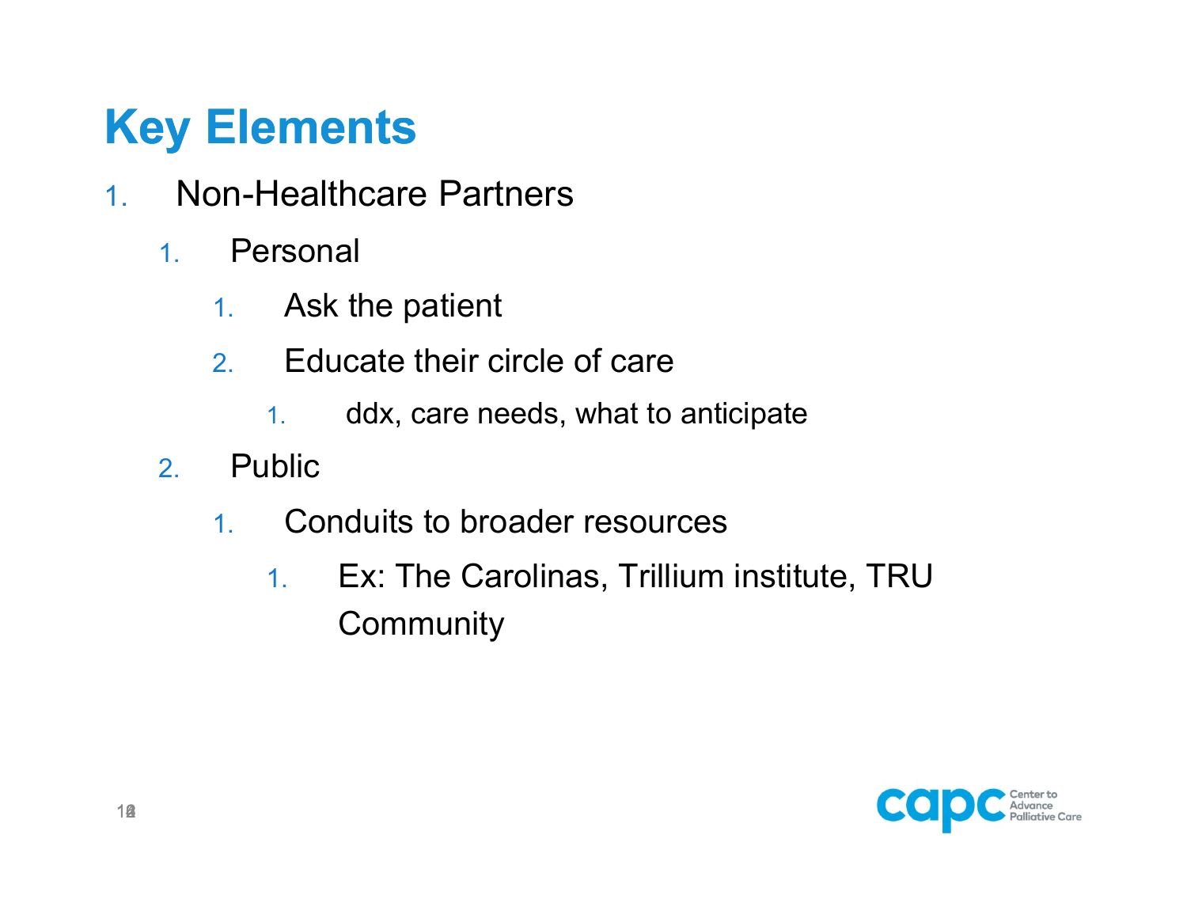# Key Elements

1. Non-Healthcare Partners
    1. Personal
        1. Ask the patient
        2. Educate their circle of care
            1. ddx, care needs, what to anticipate
    2. Public
        1. Conduits to broader resources
            1. Ex: The Carolinas, Trillium institute, TRU Community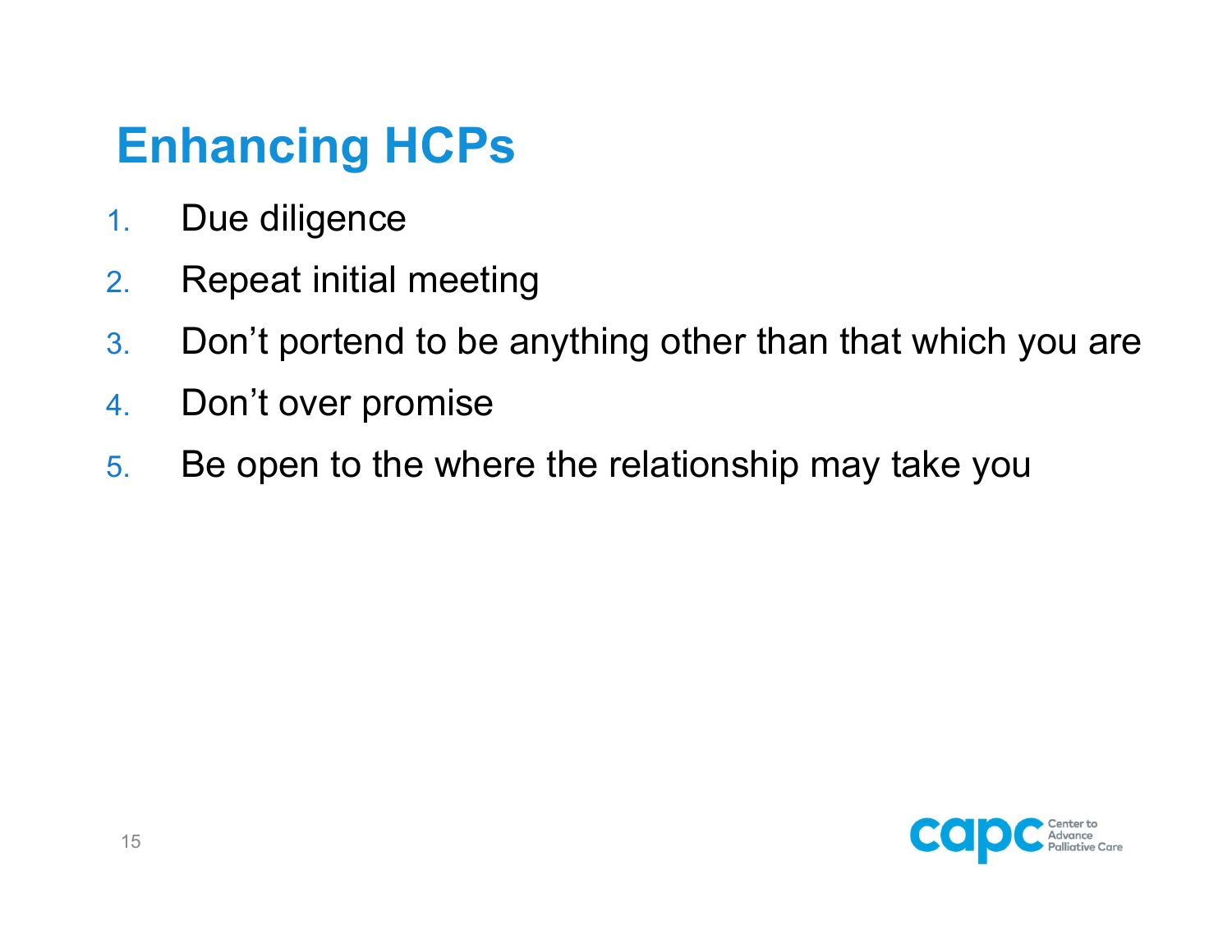# Enhancing HCPs

1. Due diligence
2. Repeat initial meeting
3. Don’t portend to be anything other than that which you are
4. Don’t over promise
5. Be open to the where the relationship may take you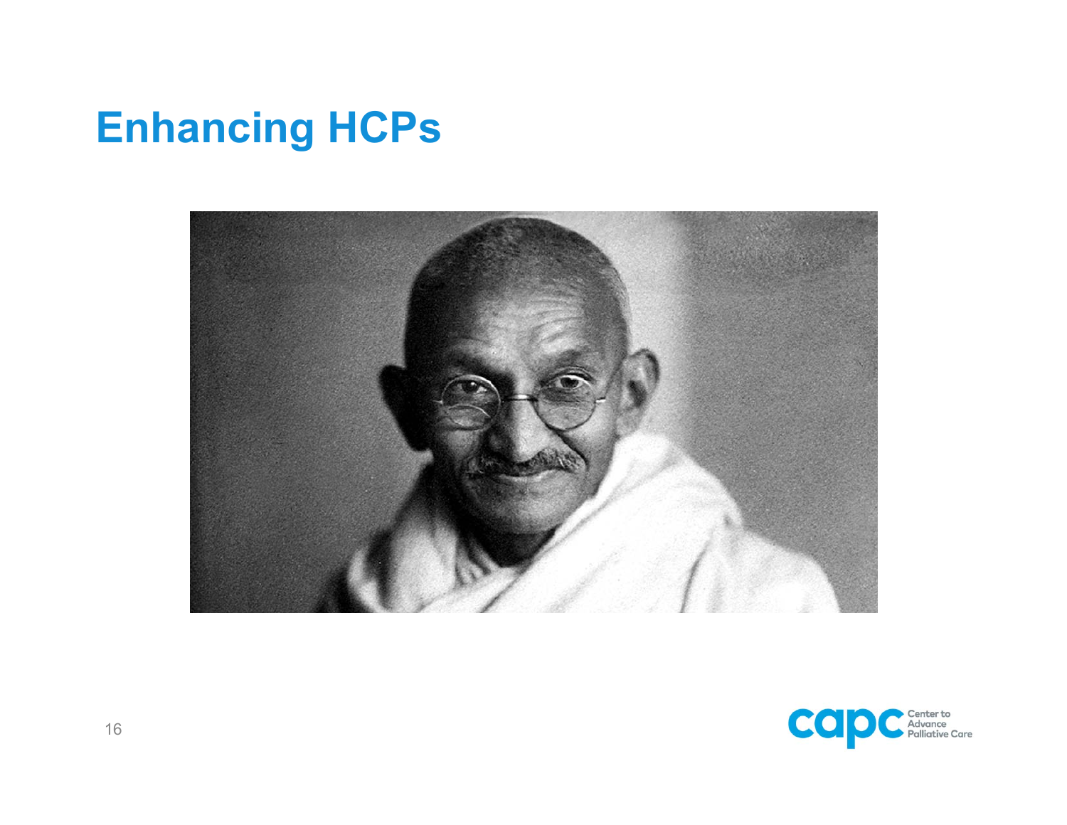# Enhancing HCPs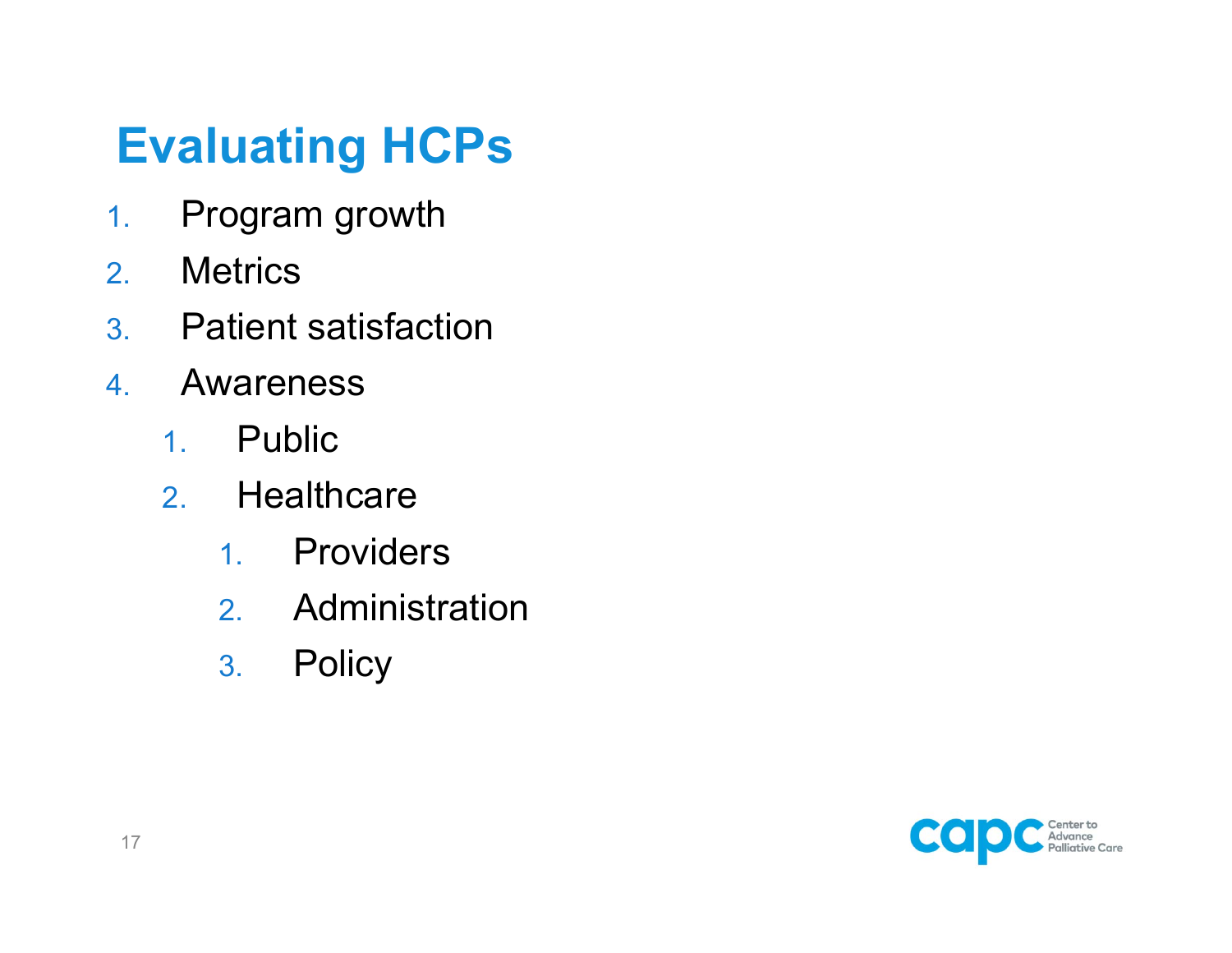# Evaluating HCPs

1. Program growth
2. Metrics
3. Patient satisfaction
4. Awareness
    1. Public
    2. Healthcare
        1. Providers
        2. Administration
        3. Policy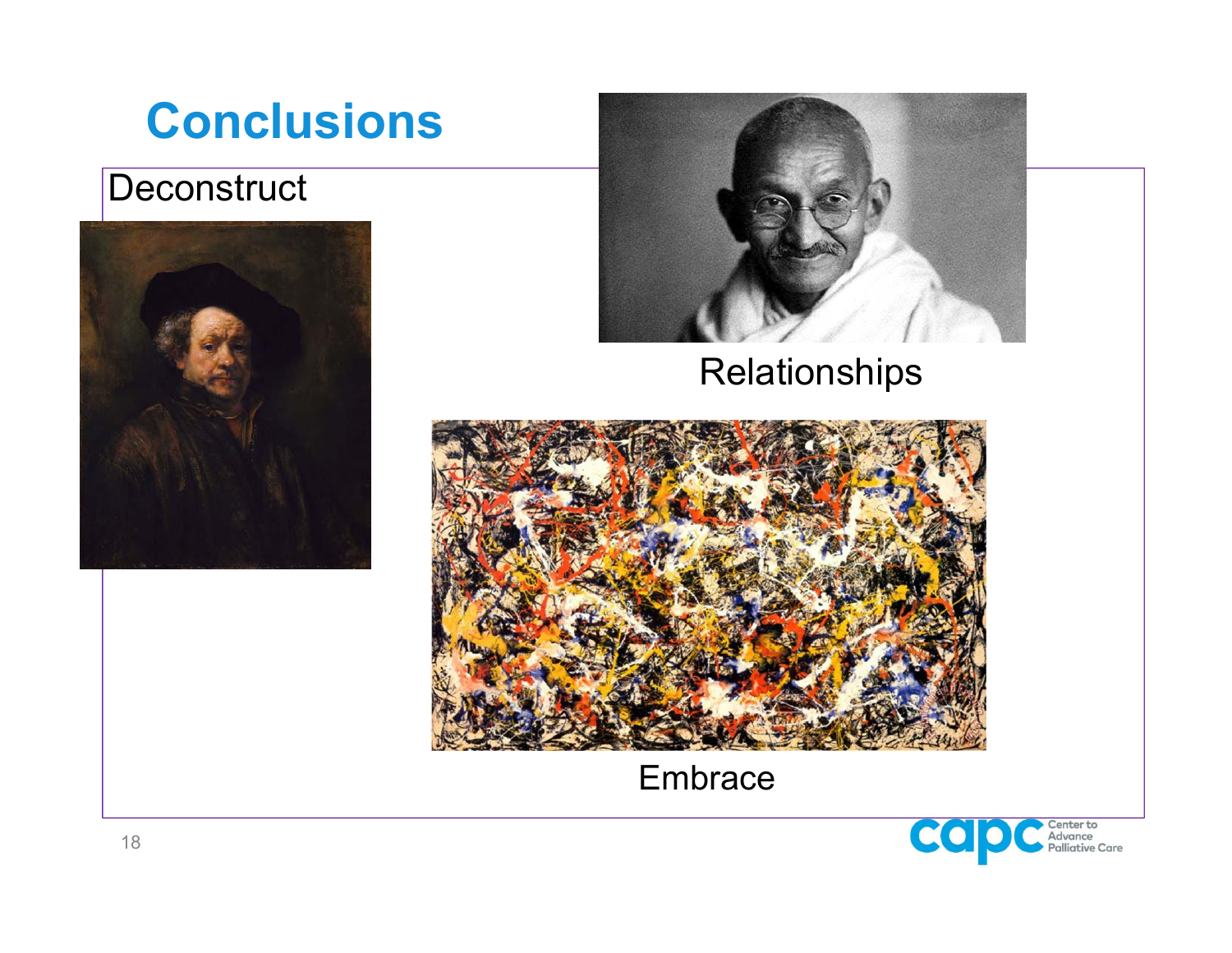# Conclusions

Deconstruct

Relationships

Embrace